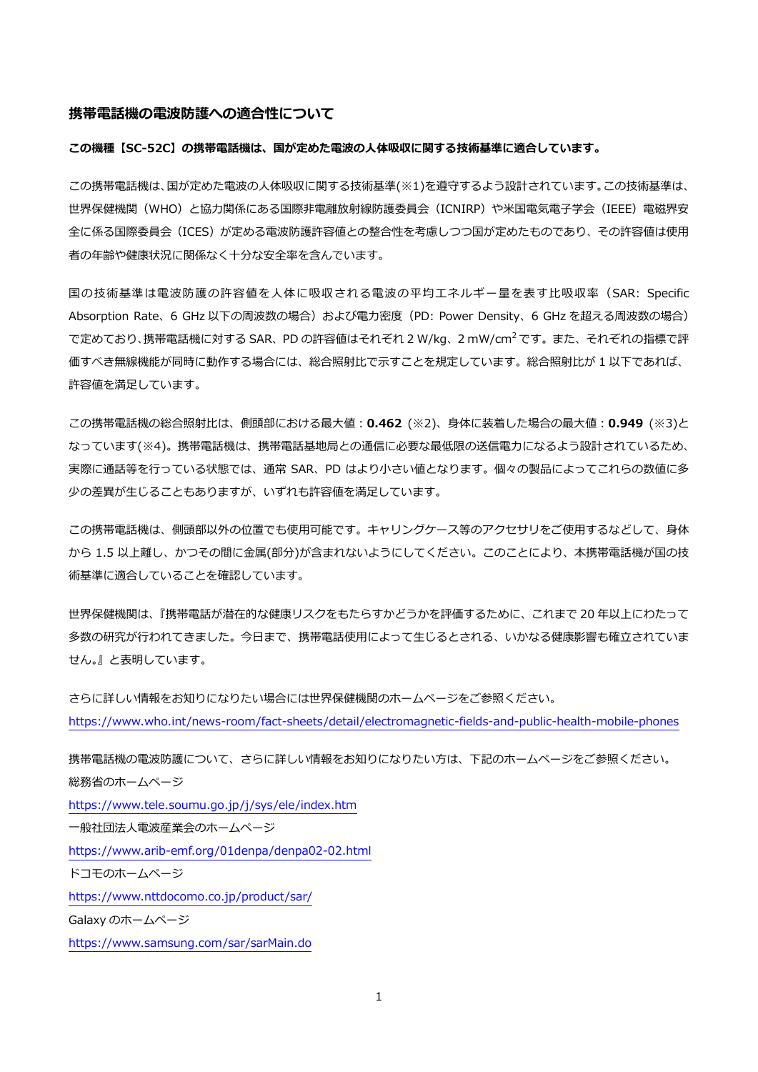## 携帯電話機の電波防護への適合性について

**この機種【SC-52C】の携帯電話機は、国が定めた電波の人体吸収に関する技術基準に適合しています。**

この携帯電話機は、国が定めた電波の人体吸収に関する技術基準(※1)を遵守するよう設計されています。この技術基準は、世界保健機関（WHO）と協力関係にある国際非電離放射線防護委員会（ICNIRP）や米国電気電子学会（IEEE）電磁界安全に係る国際委員会（ICES）が定める電波防護許容値との整合性を考慮しつつ国が定めたものであり、その許容値は使用者の年齢や健康状況に関係なく十分な安全率を含んでいます。

国の技術基準は電波防護の許容値を人体に吸収される電波の平均エネルギー量を表す比吸収率（SAR: Specific Absorption Rate、6 GHz 以下の周波数の場合）および電力密度（PD: Power Density、6 GHz を超える周波数の場合）で定めており、携帯電話機に対する SAR、PD の許容値はそれぞれ 2 W/kg、2 mW/cm$^2$ です。また、それぞれの指標で評価すべき無線機能が同時に動作する場合には、総合照射比で示すことを規定しています。総合照射比が 1 以下であれば、許容値を満足しています。

この携帯電話機の総合照射比は、側頭部における最大値：**0.462**（※2）、身体に装着した場合の最大値：**0.949**（※3)となっています(※4)。携帯電話機は、携帯電話基地局との通信に必要な最低限の送信電力になるよう設計されているため、実際に通話等を行っている状態では、通常 SAR、PD はより小さい値となります。個々の製品によってこれらの数値に多少の差異が生じることもありますが、いずれも許容値を満足しています。

この携帯電話機は、側頭部以外の位置でも使用可能です。キャリングケース等のアクセサリをご使用するなどして、身体から 1.5 以上離し、かつその間に金属(部分)が含まれないようにしてください。このことにより、本携帯電話機が国の技術基準に適合していることを確認しています。

世界保健機関は、『携帯電話が潜在的な健康リスクをもたらすかどうかを評価するために、これまで 20 年以上にわたって多数の研究が行われてきました。今日まで、携帯電話使用によって生じるとされる、いかなる健康影響も確立されていません。』と表明しています。

さらに詳しい情報をお知りになりたい場合には世界保健機関のホームページをご参照ください。
https://www.who.int/news-room/fact-sheets/detail/electromagnetic-fields-and-public-health-mobile-phones

携帯電話機の電波防護について、さらに詳しい情報をお知りになりたい方は、下記のホームページをご参照ください。

総務省のホームページ
https://www.tele.soumu.go.jp/j/sys/ele/index.htm

一般社団法人電波産業会のホームページ
https://www.arib-emf.org/01denpa/denpa02-02.html

ドコモのホームページ
https://www.nttdocomo.co.jp/product/sar/

Galaxy のホームページ
https://www.samsung.com/sar/sarMain.do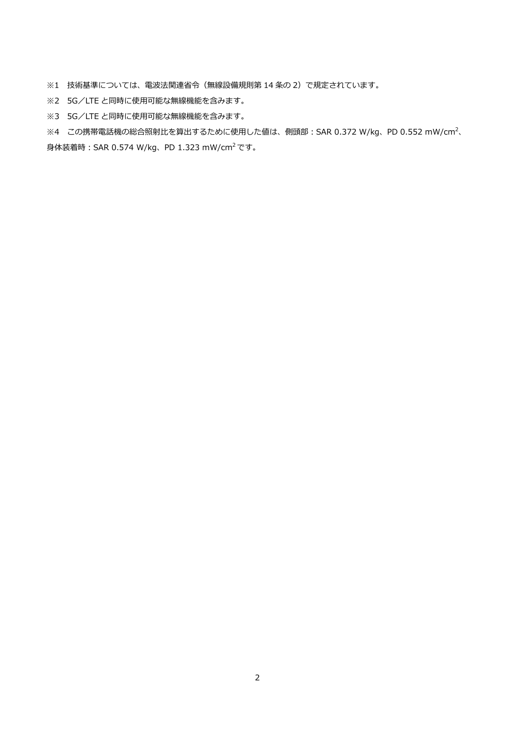※1　技術基準については、電波法関連省令（無線設備規則第 14 条の 2）で規定されています。

※2　5G／LTE と同時に使用可能な無線機能を含みます。

※3　5G／LTE と同時に使用可能な無線機能を含みます。

※4　この携帯電話機の総合照射比を算出するために使用した値は、側頭部：SAR 0.372 W/kg、PD 0.552 mW/cm$^2$、身体装着時：SAR 0.574 W/kg、PD 1.323 mW/cm$^2$ です。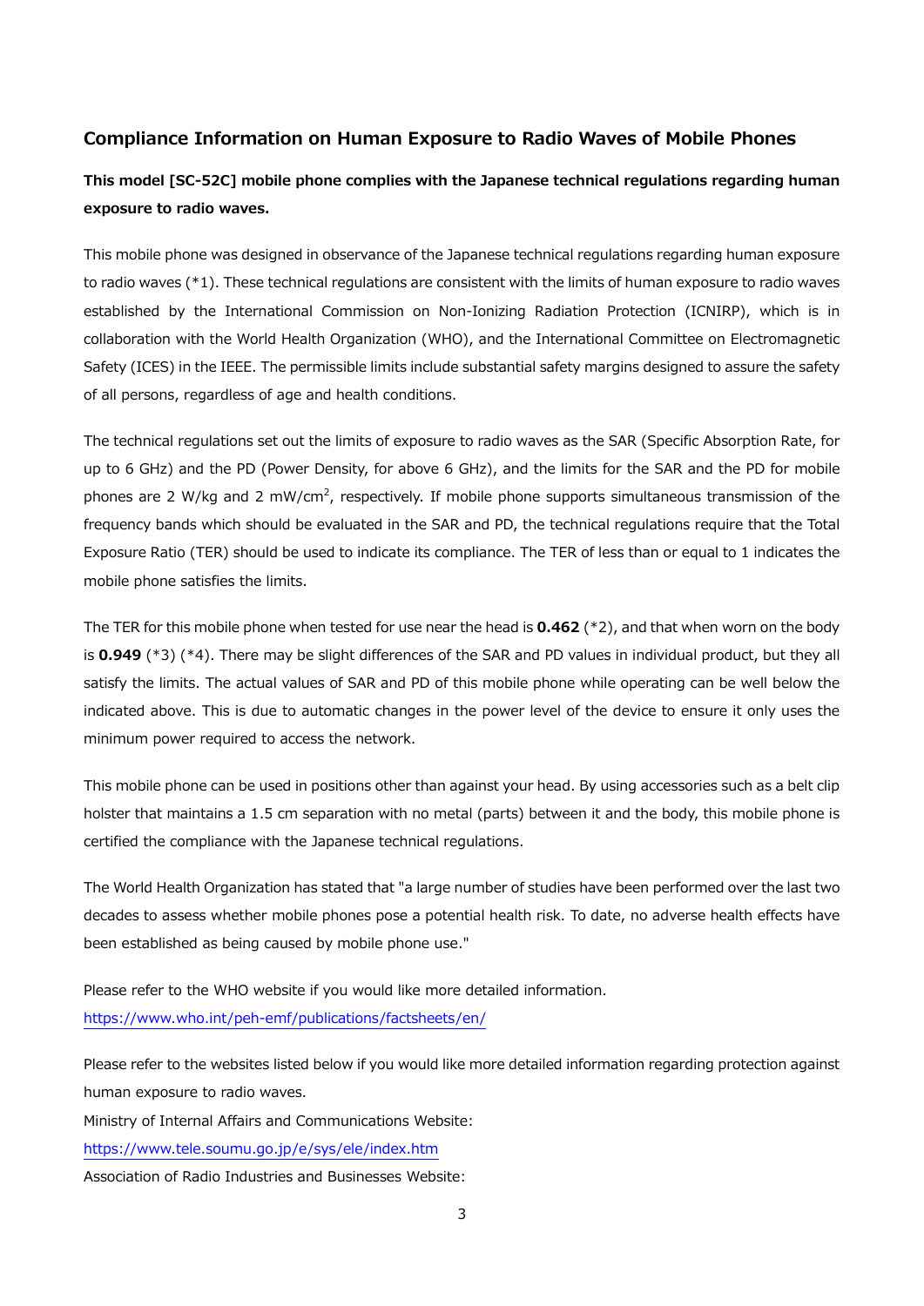## Compliance Information on Human Exposure to Radio Waves of Mobile Phones

**This model [SC-52C] mobile phone complies with the Japanese technical regulations regarding human exposure to radio waves.**

This mobile phone was designed in observance of the Japanese technical regulations regarding human exposure to radio waves (*1). These technical regulations are consistent with the limits of human exposure to radio waves established by the International Commission on Non-Ionizing Radiation Protection (ICNIRP), which is in collaboration with the World Health Organization (WHO), and the International Committee on Electromagnetic Safety (ICES) in the IEEE. The permissible limits include substantial safety margins designed to assure the safety of all persons, regardless of age and health conditions.

The technical regulations set out the limits of exposure to radio waves as the SAR (Specific Absorption Rate, for up to 6 GHz) and the PD (Power Density, for above 6 GHz), and the limits for the SAR and the PD for mobile phones are 2 W/kg and 2 mW/cm$^2$, respectively. If mobile phone supports simultaneous transmission of the frequency bands which should be evaluated in the SAR and PD, the technical regulations require that the Total Exposure Ratio (TER) should be used to indicate its compliance. The TER of less than or equal to 1 indicates the mobile phone satisfies the limits.

The TER for this mobile phone when tested for use near the head is **0.462** (*2), and that when worn on the body is **0.949** (*3) (*4). There may be slight differences of the SAR and PD values in individual product, but they all satisfy the limits. The actual values of SAR and PD of this mobile phone while operating can be well below the indicated above. This is due to automatic changes in the power level of the device to ensure it only uses the minimum power required to access the network.

This mobile phone can be used in positions other than against your head. By using accessories such as a belt clip holster that maintains a 1.5 cm separation with no metal (parts) between it and the body, this mobile phone is certified the compliance with the Japanese technical regulations.

The World Health Organization has stated that "a large number of studies have been performed over the last two decades to assess whether mobile phones pose a potential health risk. To date, no adverse health effects have been established as being caused by mobile phone use."

Please refer to the WHO website if you would like more detailed information.
https://www.who.int/peh-emf/publications/factsheets/en/

Please refer to the websites listed below if you would like more detailed information regarding protection against human exposure to radio waves.
Ministry of Internal Affairs and Communications Website:
https://www.tele.soumu.go.jp/e/sys/ele/index.htm
Association of Radio Industries and Businesses Website: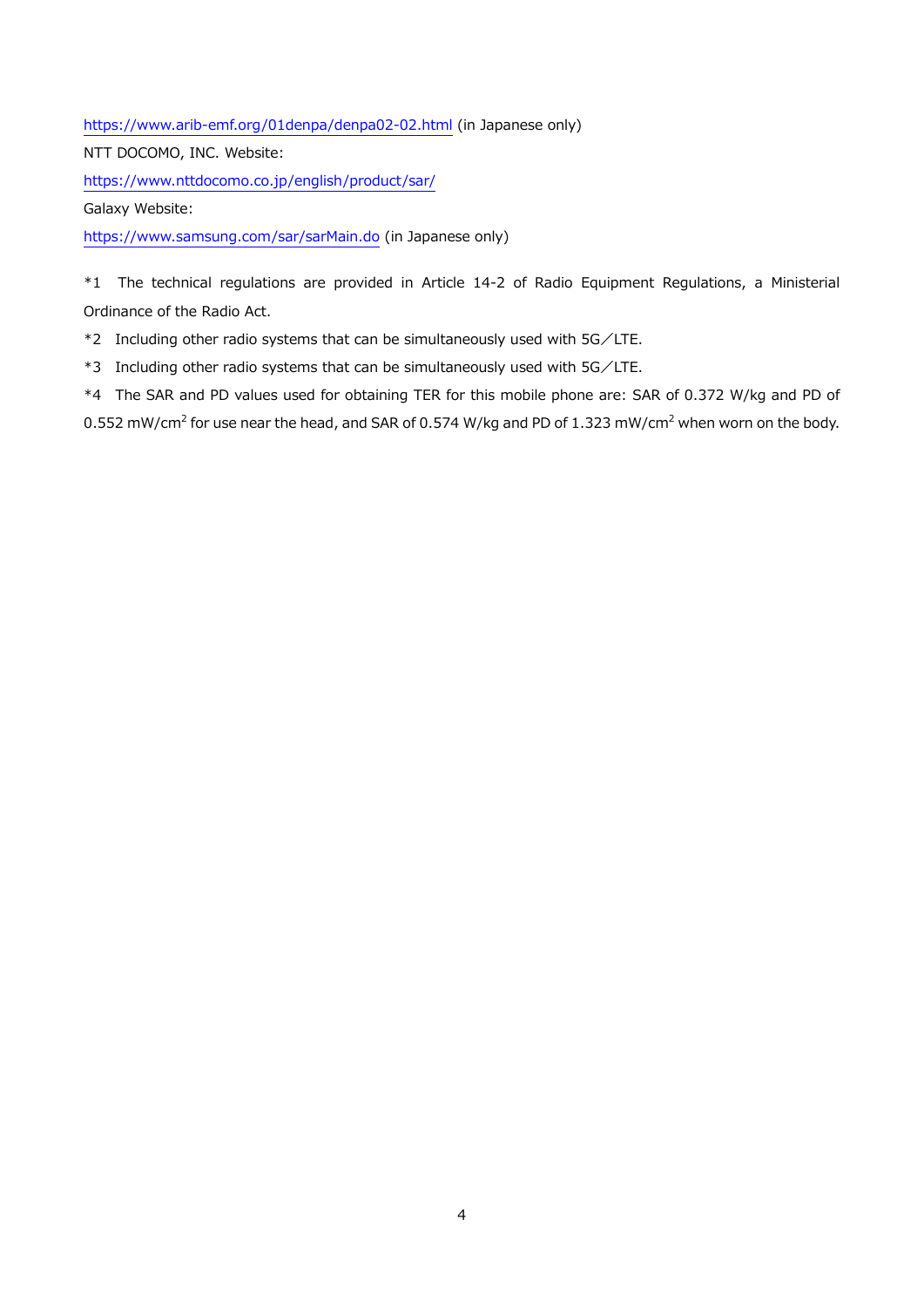https://www.arib-emf.org/01denpa/denpa02-02.html (in Japanese only)

NTT DOCOMO, INC. Website:

https://www.nttdocomo.co.jp/english/product/sar/

Galaxy Website:

https://www.samsung.com/sar/sarMain.do (in Japanese only)

*1 The technical regulations are provided in Article 14-2 of Radio Equipment Regulations, a Ministerial Ordinance of the Radio Act.

*2 Including other radio systems that can be simultaneously used with 5G／LTE.

*3 Including other radio systems that can be simultaneously used with 5G／LTE.

*4 The SAR and PD values used for obtaining TER for this mobile phone are: SAR of 0.372 W/kg and PD of 0.552 $mW/cm^2$ for use near the head, and SAR of 0.574 W/kg and PD of 1.323 $mW/cm^2$ when worn on the body.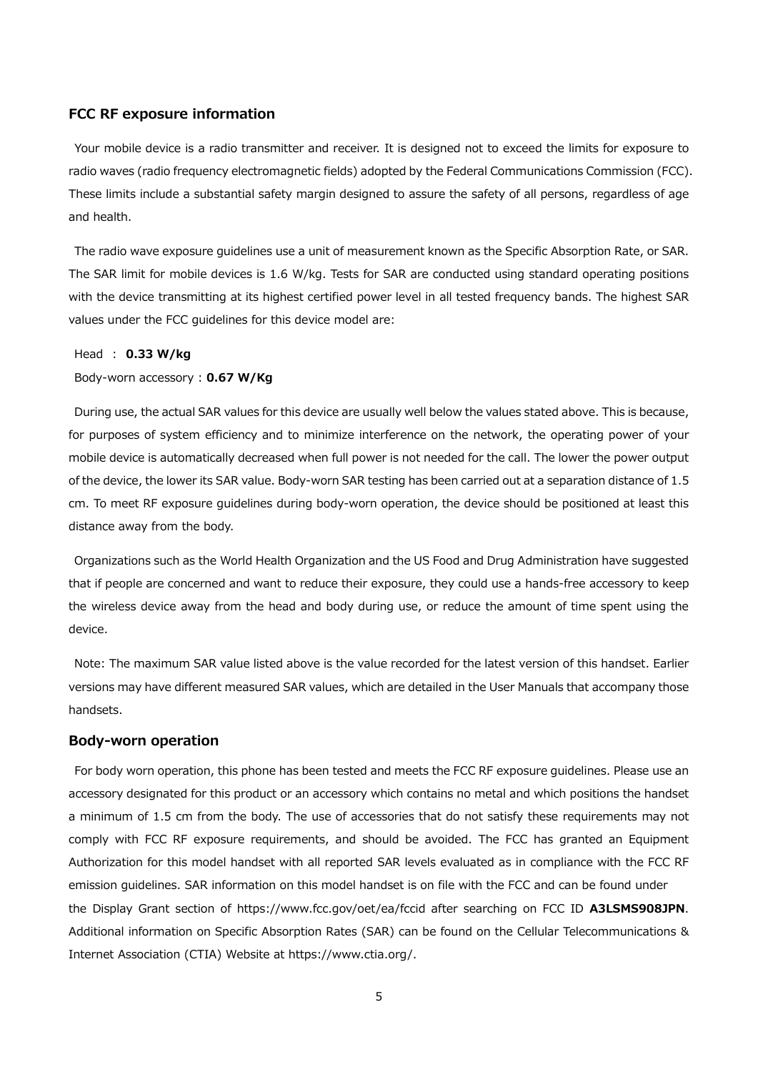## FCC RF exposure information

Your mobile device is a radio transmitter and receiver. It is designed not to exceed the limits for exposure to radio waves (radio frequency electromagnetic fields) adopted by the Federal Communications Commission (FCC). These limits include a substantial safety margin designed to assure the safety of all persons, regardless of age and health.

The radio wave exposure guidelines use a unit of measurement known as the Specific Absorption Rate, or SAR. The SAR limit for mobile devices is 1.6 W/kg. Tests for SAR are conducted using standard operating positions with the device transmitting at its highest certified power level in all tested frequency bands. The highest SAR values under the FCC guidelines for this device model are:

Head ： **0.33 W/kg**

Body-worn accessory : **0.67 W/Kg**

During use, the actual SAR values for this device are usually well below the values stated above. This is because, for purposes of system efficiency and to minimize interference on the network, the operating power of your mobile device is automatically decreased when full power is not needed for the call. The lower the power output of the device, the lower its SAR value. Body-worn SAR testing has been carried out at a separation distance of 1.5 cm. To meet RF exposure guidelines during body-worn operation, the device should be positioned at least this distance away from the body.

Organizations such as the World Health Organization and the US Food and Drug Administration have suggested that if people are concerned and want to reduce their exposure, they could use a hands-free accessory to keep the wireless device away from the head and body during use, or reduce the amount of time spent using the device.

Note: The maximum SAR value listed above is the value recorded for the latest version of this handset. Earlier versions may have different measured SAR values, which are detailed in the User Manuals that accompany those handsets.

## Body-worn operation

For body worn operation, this phone has been tested and meets the FCC RF exposure guidelines. Please use an accessory designated for this product or an accessory which contains no metal and which positions the handset a minimum of 1.5 cm from the body. The use of accessories that do not satisfy these requirements may not comply with FCC RF exposure requirements, and should be avoided. The FCC has granted an Equipment Authorization for this model handset with all reported SAR levels evaluated as in compliance with the FCC RF emission guidelines. SAR information on this model handset is on file with the FCC and can be found under the Display Grant section of https://www.fcc.gov/oet/ea/fccid after searching on FCC ID **A3LSMS908JPN**. Additional information on Specific Absorption Rates (SAR) can be found on the Cellular Telecommunications & Internet Association (CTIA) Website at https://www.ctia.org/.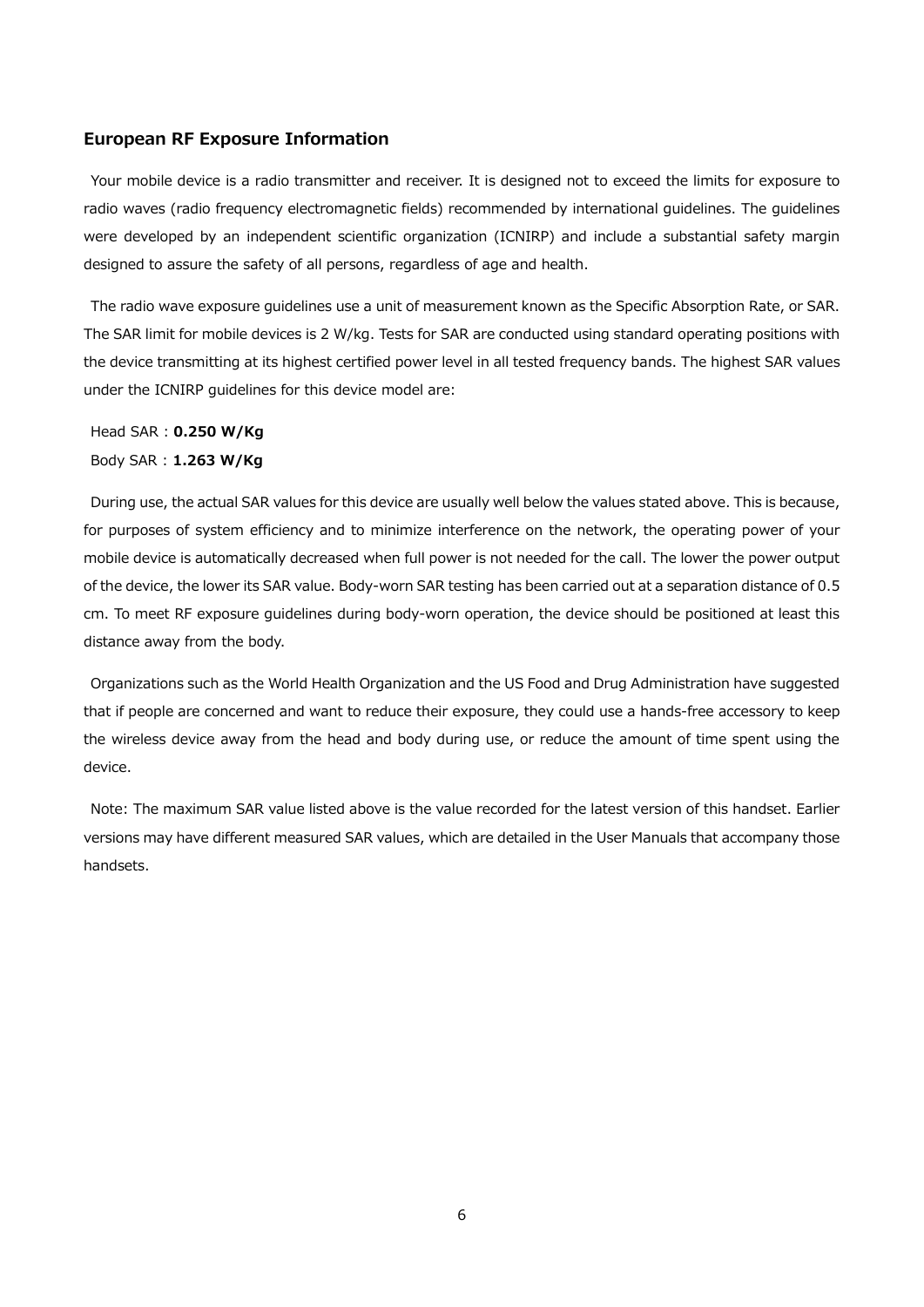## European RF Exposure Information

Your mobile device is a radio transmitter and receiver. It is designed not to exceed the limits for exposure to radio waves (radio frequency electromagnetic fields) recommended by international guidelines. The guidelines were developed by an independent scientific organization (ICNIRP) and include a substantial safety margin designed to assure the safety of all persons, regardless of age and health.

The radio wave exposure guidelines use a unit of measurement known as the Specific Absorption Rate, or SAR. The SAR limit for mobile devices is 2 W/kg. Tests for SAR are conducted using standard operating positions with the device transmitting at its highest certified power level in all tested frequency bands. The highest SAR values under the ICNIRP guidelines for this device model are:

Head SAR : **0.250 W/Kg**

Body SAR : **1.263 W/Kg**

During use, the actual SAR values for this device are usually well below the values stated above. This is because, for purposes of system efficiency and to minimize interference on the network, the operating power of your mobile device is automatically decreased when full power is not needed for the call. The lower the power output of the device, the lower its SAR value. Body-worn SAR testing has been carried out at a separation distance of 0.5 cm. To meet RF exposure guidelines during body-worn operation, the device should be positioned at least this distance away from the body.

Organizations such as the World Health Organization and the US Food and Drug Administration have suggested that if people are concerned and want to reduce their exposure, they could use a hands-free accessory to keep the wireless device away from the head and body during use, or reduce the amount of time spent using the device.

Note: The maximum SAR value listed above is the value recorded for the latest version of this handset. Earlier versions may have different measured SAR values, which are detailed in the User Manuals that accompany those handsets.